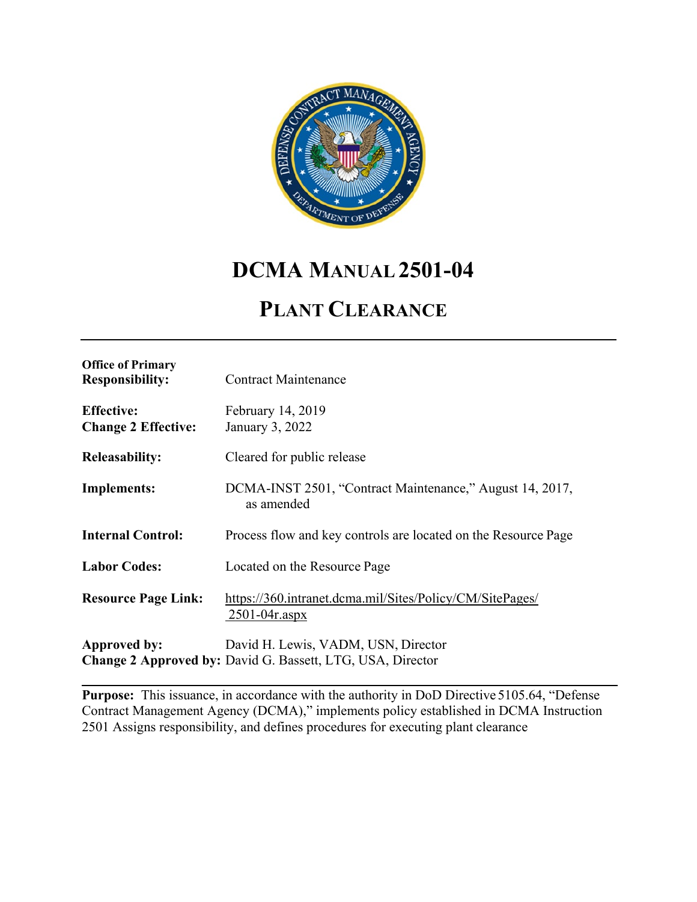# DCMA MANUAL 2501-04

## PLANT CLEARANCE

---

| | |
|---|---|
| **Office of Primary Responsibility:** | Contract Maintenance |
| **Effective:** | February 14, 2019 |
| **Change 2 Effective:** | January 3, 2022 |
| **Releasability:** | Cleared for public release |
| **Implements:** | DCMA-INST 2501, "Contract Maintenance," August 14, 2017, as amended |
| **Internal Control:** | Process flow and key controls are located on the Resource Page |
| **Labor Codes:** | Located on the Resource Page |
| **Resource Page Link:** | https://360.intranet.dcma.mil/Sites/Policy/CM/SitePages/2501-04r.aspx |
| **Approved by:** | David H. Lewis, VADM, USN, Director |
| **Change 2 Approved by:** | David G. Bassett, LTG, USA, Director |

---

**Purpose:** This issuance, in accordance with the authority in DoD Directive 5105.64, "Defense Contract Management Agency (DCMA)," implements policy established in DCMA Instruction 2501 Assigns responsibility, and defines procedures for executing plant clearance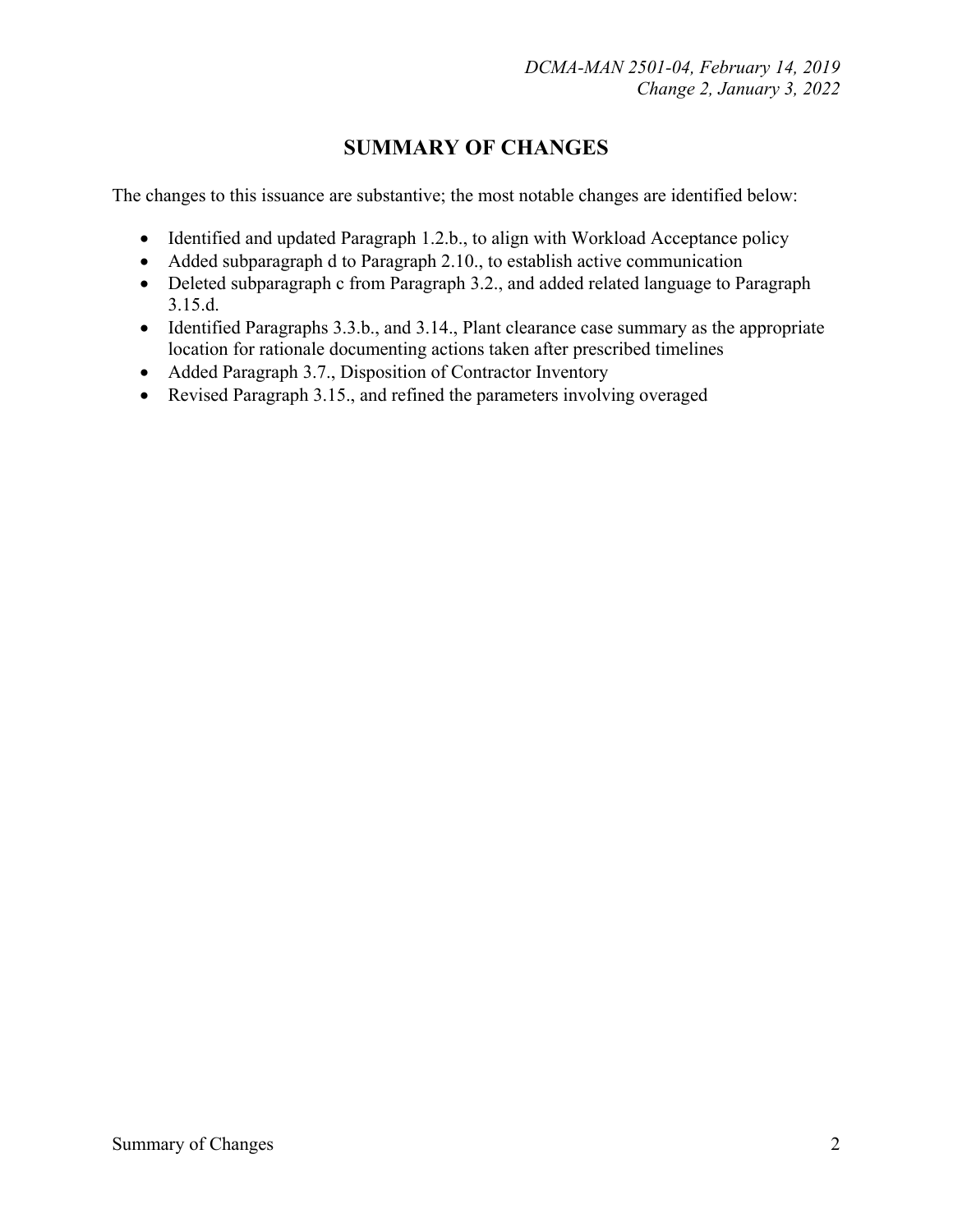# SUMMARY OF CHANGES

The changes to this issuance are substantive; the most notable changes are identified below:

- Identified and updated Paragraph 1.2.b., to align with Workload Acceptance policy
- Added subparagraph d to Paragraph 2.10., to establish active communication
- Deleted subparagraph c from Paragraph 3.2., and added related language to Paragraph 3.15.d.
- Identified Paragraphs 3.3.b., and 3.14., Plant clearance case summary as the appropriate location for rationale documenting actions taken after prescribed timelines
- Added Paragraph 3.7., Disposition of Contractor Inventory
- Revised Paragraph 3.15., and refined the parameters involving overaged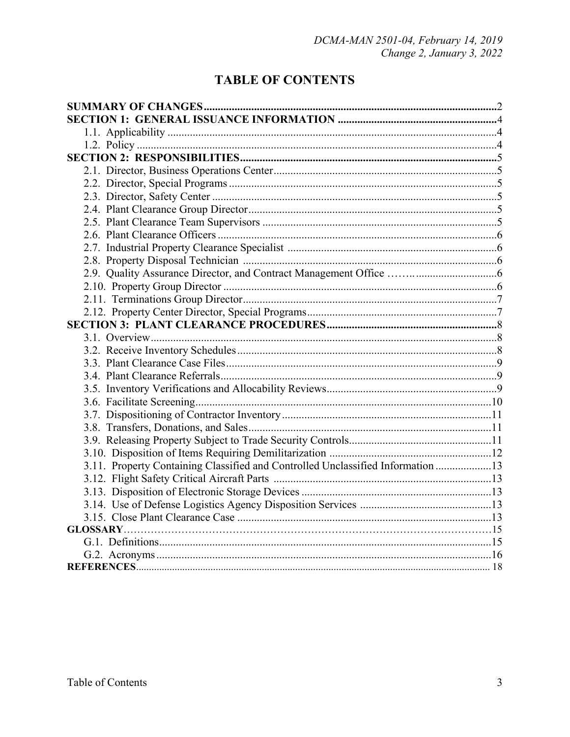# TABLE OF CONTENTS

| | |
|---|---|
| **SUMMARY OF CHANGES** | **2** |
| **SECTION 1: GENERAL ISSUANCE INFORMATION** | **4** |
| 1.1. Applicability | 4 |
| 1.2. Policy | 4 |
| **SECTION 2: RESPONSIBILITIES** | **5** |
| 2.1. Director, Business Operations Center | 5 |
| 2.2. Director, Special Programs | 5 |
| 2.3. Director, Safety Center | 5 |
| 2.4. Plant Clearance Group Director | 5 |
| 2.5. Plant Clearance Team Supervisors | 5 |
| 2.6. Plant Clearance Officers | 6 |
| 2.7. Industrial Property Clearance Specialist | 6 |
| 2.8. Property Disposal Technician | 6 |
| 2.9. Quality Assurance Director, and Contract Management Office | 6 |
| 2.10. Property Group Director | 6 |
| 2.11. Terminations Group Director | 7 |
| 2.12. Property Center Director, Special Programs | 7 |
| **SECTION 3: PLANT CLEARANCE PROCEDURES** | **8** |
| 3.1. Overview | 8 |
| 3.2. Receive Inventory Schedules | 8 |
| 3.3. Plant Clearance Case Files | 9 |
| 3.4. Plant Clearance Referrals | 9 |
| 3.5. Inventory Verifications and Allocability Reviews | 9 |
| 3.6. Facilitate Screening | 10 |
| 3.7. Dispositioning of Contractor Inventory | 11 |
| 3.8. Transfers, Donations, and Sales | 11 |
| 3.9. Releasing Property Subject to Trade Security Controls | 11 |
| 3.10. Disposition of Items Requiring Demilitarization | 12 |
| 3.11. Property Containing Classified and Controlled Unclassified Information | 13 |
| 3.12. Flight Safety Critical Aircraft Parts | 13 |
| 3.13. Disposition of Electronic Storage Devices | 13 |
| 3.14. Use of Defense Logistics Agency Disposition Services | 13 |
| 3.15. Close Plant Clearance Case | 13 |
| **GLOSSARY** | **15** |
| G.1. Definitions | 15 |
| G.2. Acronyms | 16 |
| **REFERENCES** | **18** |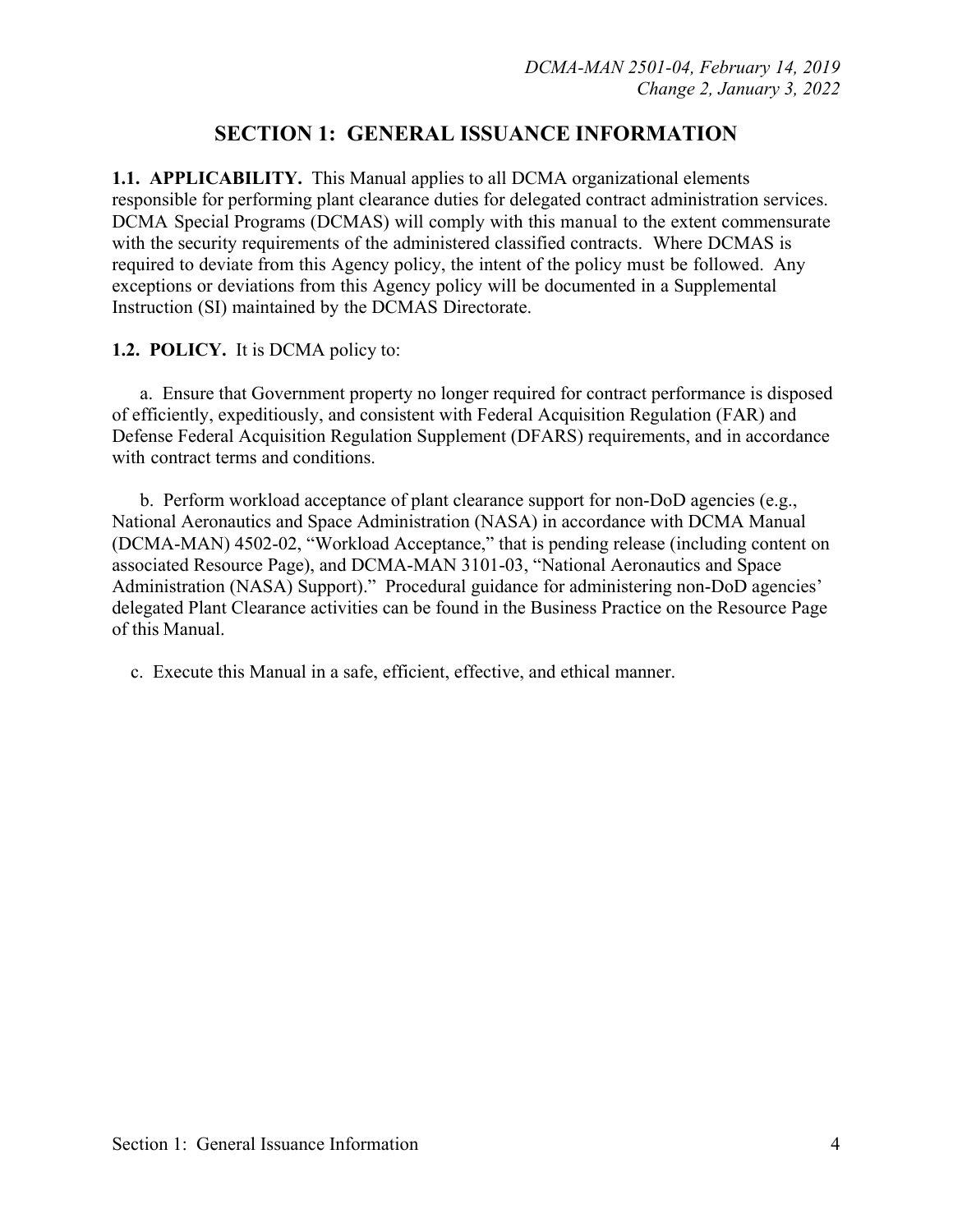# SECTION 1: GENERAL ISSUANCE INFORMATION

**1.1. APPLICABILITY.** This Manual applies to all DCMA organizational elements responsible for performing plant clearance duties for delegated contract administration services. DCMA Special Programs (DCMAS) will comply with this manual to the extent commensurate with the security requirements of the administered classified contracts. Where DCMAS is required to deviate from this Agency policy, the intent of the policy must be followed. Any exceptions or deviations from this Agency policy will be documented in a Supplemental Instruction (SI) maintained by the DCMAS Directorate.

**1.2. POLICY.** It is DCMA policy to:

a. Ensure that Government property no longer required for contract performance is disposed of efficiently, expeditiously, and consistent with Federal Acquisition Regulation (FAR) and Defense Federal Acquisition Regulation Supplement (DFARS) requirements, and in accordance with contract terms and conditions.

b. Perform workload acceptance of plant clearance support for non-DoD agencies (e.g., National Aeronautics and Space Administration (NASA) in accordance with DCMA Manual (DCMA-MAN) 4502-02, "Workload Acceptance," that is pending release (including content on associated Resource Page), and DCMA-MAN 3101-03, "National Aeronautics and Space Administration (NASA) Support)." Procedural guidance for administering non-DoD agencies' delegated Plant Clearance activities can be found in the Business Practice on the Resource Page of this Manual.

c. Execute this Manual in a safe, efficient, effective, and ethical manner.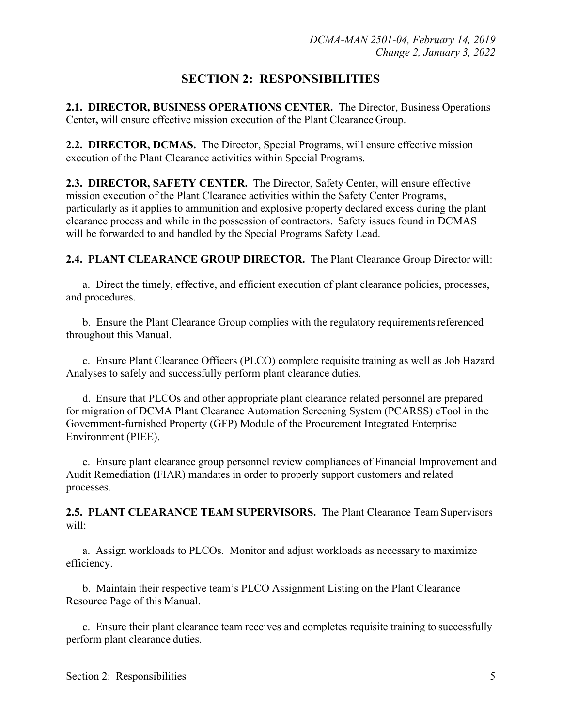# SECTION 2: RESPONSIBILITIES

**2.1. DIRECTOR, BUSINESS OPERATIONS CENTER.** The Director, Business Operations Center**,** will ensure effective mission execution of the Plant Clearance Group.

**2.2. DIRECTOR, DCMAS.** The Director, Special Programs, will ensure effective mission execution of the Plant Clearance activities within Special Programs.

**2.3. DIRECTOR, SAFETY CENTER.** The Director, Safety Center, will ensure effective mission execution of the Plant Clearance activities within the Safety Center Programs, particularly as it applies to ammunition and explosive property declared excess during the plant clearance process and while in the possession of contractors. Safety issues found in DCMAS will be forwarded to and handled by the Special Programs Safety Lead.

**2.4. PLANT CLEARANCE GROUP DIRECTOR.** The Plant Clearance Group Director will:

a. Direct the timely, effective, and efficient execution of plant clearance policies, processes, and procedures.

b. Ensure the Plant Clearance Group complies with the regulatory requirements referenced throughout this Manual.

c. Ensure Plant Clearance Officers (PLCO) complete requisite training as well as Job Hazard Analyses to safely and successfully perform plant clearance duties.

d. Ensure that PLCOs and other appropriate plant clearance related personnel are prepared for migration of DCMA Plant Clearance Automation Screening System (PCARSS) eTool in the Government-furnished Property (GFP) Module of the Procurement Integrated Enterprise Environment (PIEE).

e. Ensure plant clearance group personnel review compliances of Financial Improvement and Audit Remediation **(**FIAR) mandates in order to properly support customers and related processes.

**2.5. PLANT CLEARANCE TEAM SUPERVISORS.** The Plant Clearance Team Supervisors will:

a. Assign workloads to PLCOs. Monitor and adjust workloads as necessary to maximize efficiency.

b. Maintain their respective team's PLCO Assignment Listing on the Plant Clearance Resource Page of this Manual.

c. Ensure their plant clearance team receives and completes requisite training to successfully perform plant clearance duties.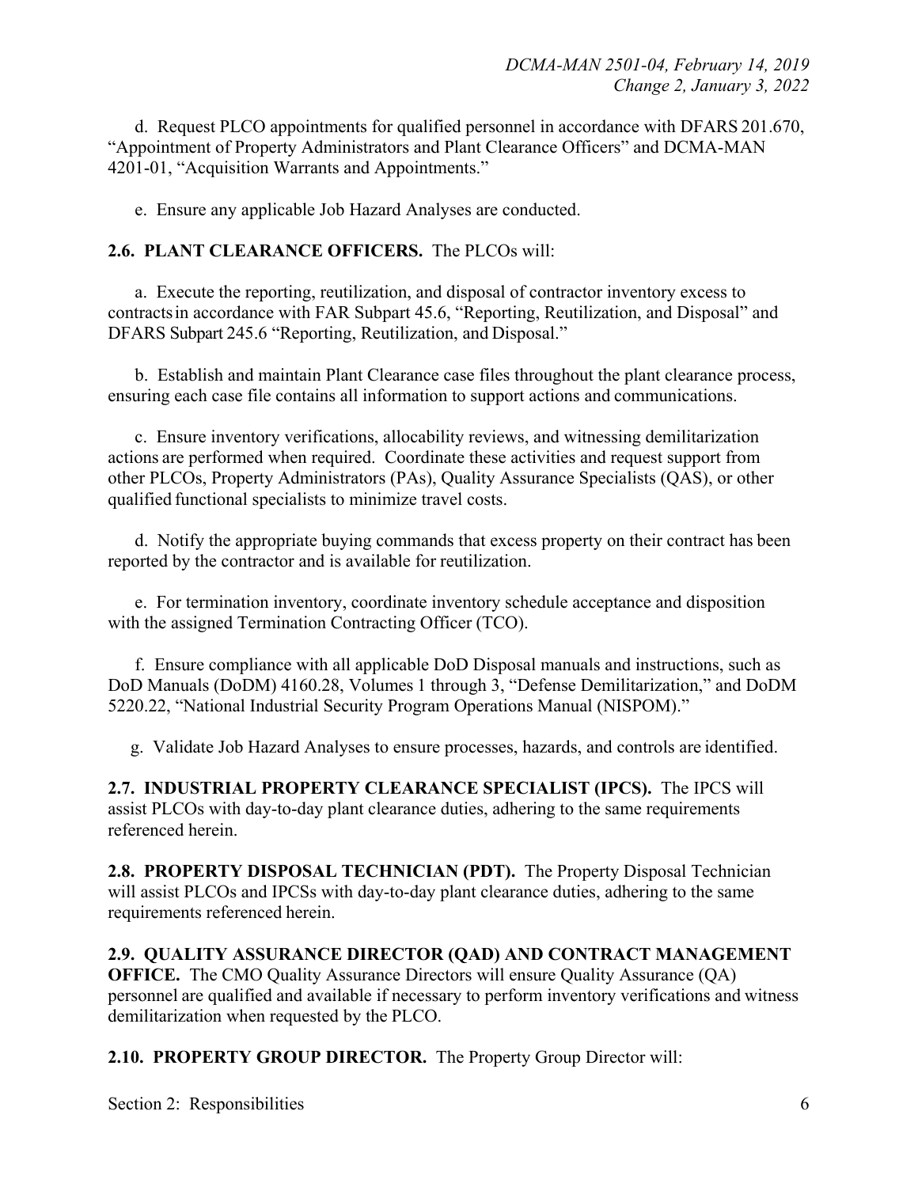d. Request PLCO appointments for qualified personnel in accordance with DFARS 201.670, "Appointment of Property Administrators and Plant Clearance Officers" and DCMA-MAN 4201-01, "Acquisition Warrants and Appointments."

e. Ensure any applicable Job Hazard Analyses are conducted.

**2.6. PLANT CLEARANCE OFFICERS.** The PLCOs will:

a. Execute the reporting, reutilization, and disposal of contractor inventory excess to contracts in accordance with FAR Subpart 45.6, "Reporting, Reutilization, and Disposal" and DFARS Subpart 245.6 "Reporting, Reutilization, and Disposal."

b. Establish and maintain Plant Clearance case files throughout the plant clearance process, ensuring each case file contains all information to support actions and communications.

c. Ensure inventory verifications, allocability reviews, and witnessing demilitarization actions are performed when required. Coordinate these activities and request support from other PLCOs, Property Administrators (PAs), Quality Assurance Specialists (QAS), or other qualified functional specialists to minimize travel costs.

d. Notify the appropriate buying commands that excess property on their contract has been reported by the contractor and is available for reutilization.

e. For termination inventory, coordinate inventory schedule acceptance and disposition with the assigned Termination Contracting Officer (TCO).

f. Ensure compliance with all applicable DoD Disposal manuals and instructions, such as DoD Manuals (DoDM) 4160.28, Volumes 1 through 3, "Defense Demilitarization," and DoDM 5220.22, "National Industrial Security Program Operations Manual (NISPOM)."

g. Validate Job Hazard Analyses to ensure processes, hazards, and controls are identified.

**2.7. INDUSTRIAL PROPERTY CLEARANCE SPECIALIST (IPCS).** The IPCS will assist PLCOs with day-to-day plant clearance duties, adhering to the same requirements referenced herein.

**2.8. PROPERTY DISPOSAL TECHNICIAN (PDT).** The Property Disposal Technician will assist PLCOs and IPCSs with day-to-day plant clearance duties, adhering to the same requirements referenced herein.

**2.9. QUALITY ASSURANCE DIRECTOR (QAD) AND CONTRACT MANAGEMENT OFFICE.** The CMO Quality Assurance Directors will ensure Quality Assurance (QA) personnel are qualified and available if necessary to perform inventory verifications and witness demilitarization when requested by the PLCO.

**2.10. PROPERTY GROUP DIRECTOR.** The Property Group Director will: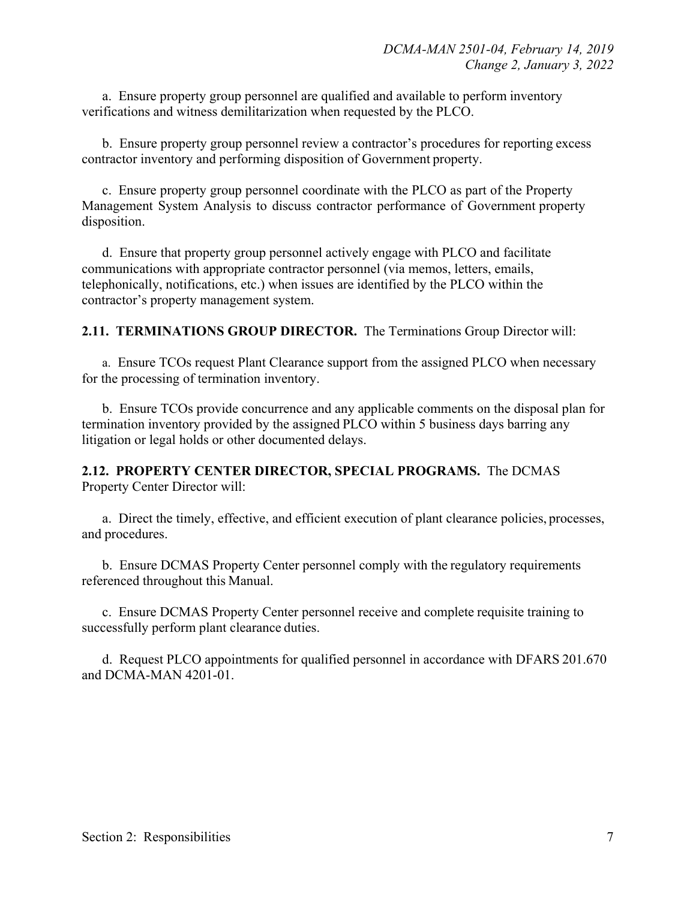a. Ensure property group personnel are qualified and available to perform inventory verifications and witness demilitarization when requested by the PLCO.

b. Ensure property group personnel review a contractor's procedures for reporting excess contractor inventory and performing disposition of Government property.

c. Ensure property group personnel coordinate with the PLCO as part of the Property Management System Analysis to discuss contractor performance of Government property disposition.

d. Ensure that property group personnel actively engage with PLCO and facilitate communications with appropriate contractor personnel (via memos, letters, emails, telephonically, notifications, etc.) when issues are identified by the PLCO within the contractor's property management system.

**2.11. TERMINATIONS GROUP DIRECTOR.** The Terminations Group Director will:

a. Ensure TCOs request Plant Clearance support from the assigned PLCO when necessary for the processing of termination inventory.

b. Ensure TCOs provide concurrence and any applicable comments on the disposal plan for termination inventory provided by the assigned PLCO within 5 business days barring any litigation or legal holds or other documented delays.

**2.12. PROPERTY CENTER DIRECTOR, SPECIAL PROGRAMS.** The DCMAS Property Center Director will:

a. Direct the timely, effective, and efficient execution of plant clearance policies, processes, and procedures.

b. Ensure DCMAS Property Center personnel comply with the regulatory requirements referenced throughout this Manual.

c. Ensure DCMAS Property Center personnel receive and complete requisite training to successfully perform plant clearance duties.

d. Request PLCO appointments for qualified personnel in accordance with DFARS 201.670 and DCMA-MAN 4201-01.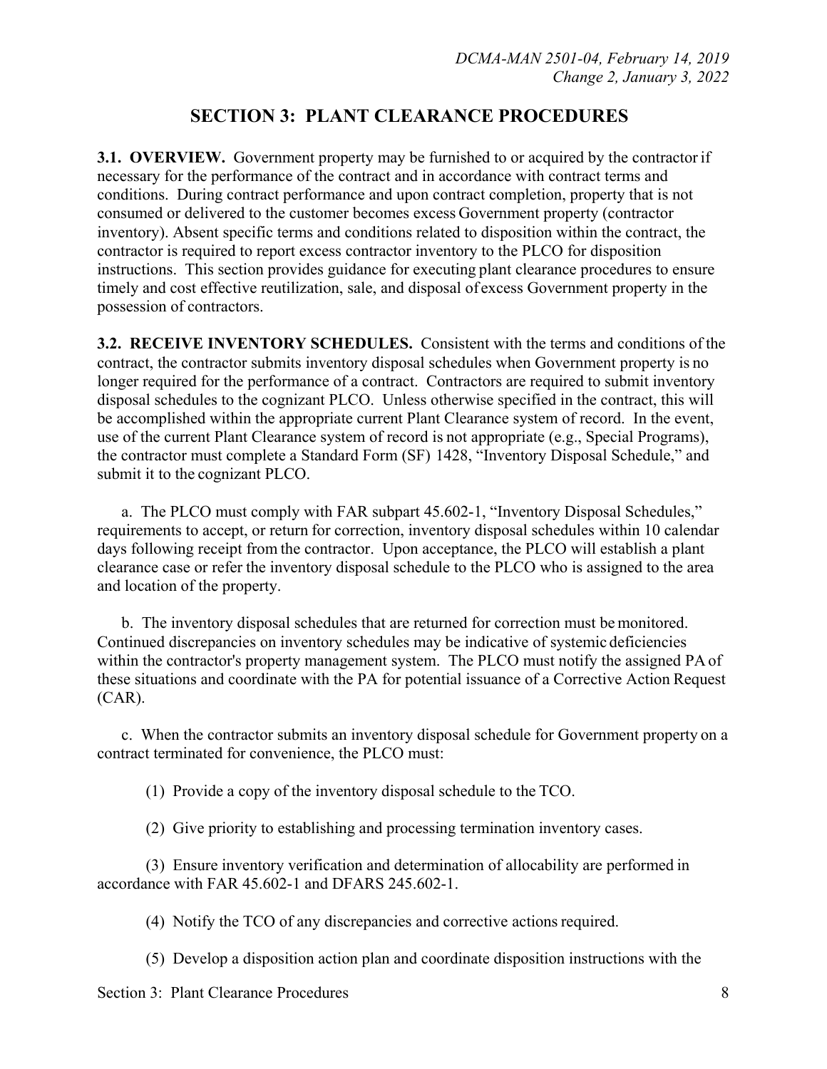# SECTION 3: PLANT CLEARANCE PROCEDURES

**3.1. OVERVIEW.** Government property may be furnished to or acquired by the contractor if necessary for the performance of the contract and in accordance with contract terms and conditions. During contract performance and upon contract completion, property that is not consumed or delivered to the customer becomes excess Government property (contractor inventory). Absent specific terms and conditions related to disposition within the contract, the contractor is required to report excess contractor inventory to the PLCO for disposition instructions. This section provides guidance for executing plant clearance procedures to ensure timely and cost effective reutilization, sale, and disposal of excess Government property in the possession of contractors.

**3.2. RECEIVE INVENTORY SCHEDULES.** Consistent with the terms and conditions of the contract, the contractor submits inventory disposal schedules when Government property is no longer required for the performance of a contract. Contractors are required to submit inventory disposal schedules to the cognizant PLCO. Unless otherwise specified in the contract, this will be accomplished within the appropriate current Plant Clearance system of record. In the event, use of the current Plant Clearance system of record is not appropriate (e.g., Special Programs), the contractor must complete a Standard Form (SF) 1428, "Inventory Disposal Schedule," and submit it to the cognizant PLCO.

a. The PLCO must comply with FAR subpart 45.602-1, "Inventory Disposal Schedules," requirements to accept, or return for correction, inventory disposal schedules within 10 calendar days following receipt from the contractor. Upon acceptance, the PLCO will establish a plant clearance case or refer the inventory disposal schedule to the PLCO who is assigned to the area and location of the property.

b. The inventory disposal schedules that are returned for correction must be monitored. Continued discrepancies on inventory schedules may be indicative of systemic deficiencies within the contractor's property management system. The PLCO must notify the assigned PA of these situations and coordinate with the PA for potential issuance of a Corrective Action Request (CAR).

c. When the contractor submits an inventory disposal schedule for Government property on a contract terminated for convenience, the PLCO must:

(1) Provide a copy of the inventory disposal schedule to the TCO.

(2) Give priority to establishing and processing termination inventory cases.

(3) Ensure inventory verification and determination of allocability are performed in accordance with FAR 45.602-1 and DFARS 245.602-1.

(4) Notify the TCO of any discrepancies and corrective actions required.

(5) Develop a disposition action plan and coordinate disposition instructions with the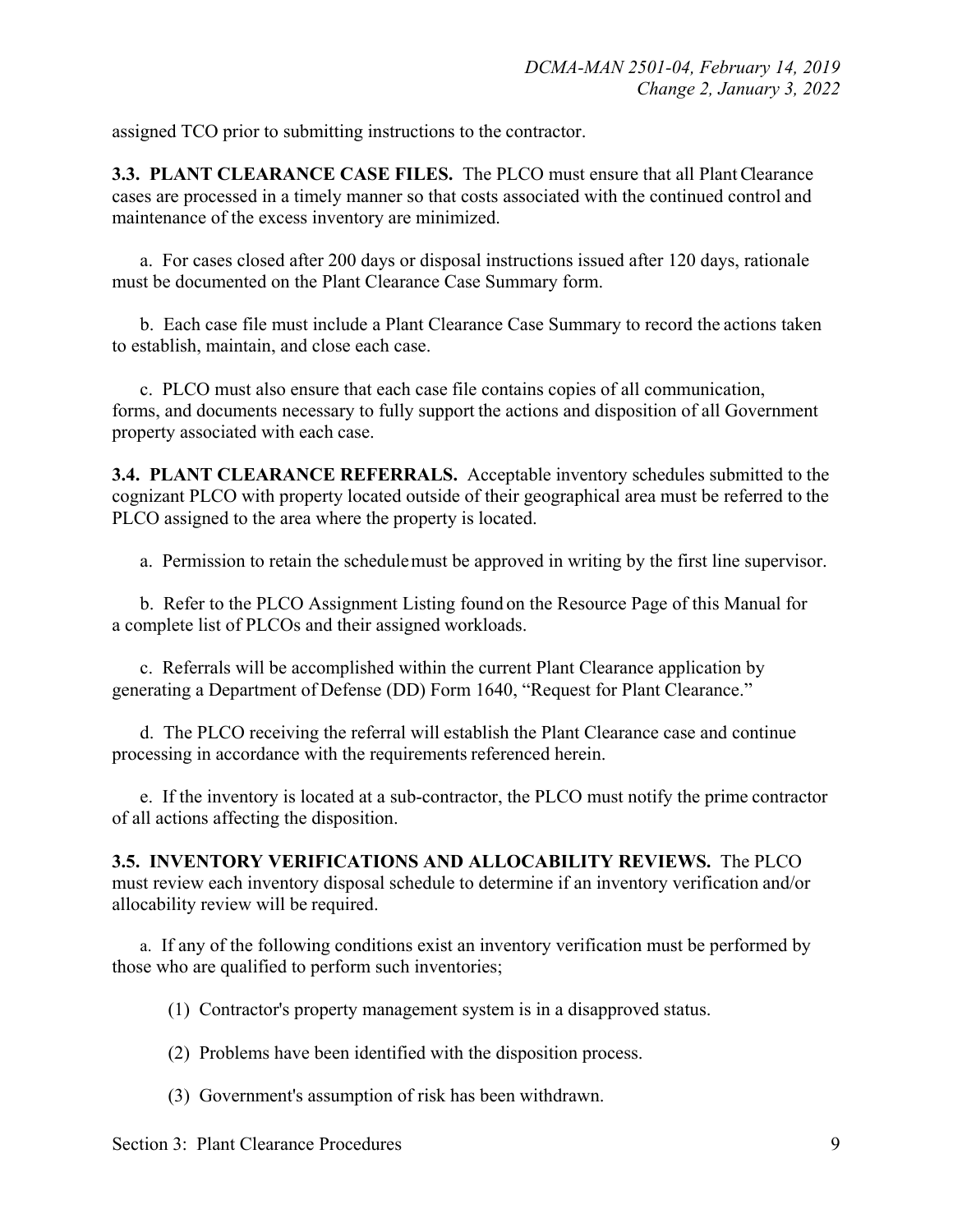assigned TCO prior to submitting instructions to the contractor.

**3.3. PLANT CLEARANCE CASE FILES.** The PLCO must ensure that all Plant Clearance cases are processed in a timely manner so that costs associated with the continued control and maintenance of the excess inventory are minimized.

a. For cases closed after 200 days or disposal instructions issued after 120 days, rationale must be documented on the Plant Clearance Case Summary form.

b. Each case file must include a Plant Clearance Case Summary to record the actions taken to establish, maintain, and close each case.

c. PLCO must also ensure that each case file contains copies of all communication, forms, and documents necessary to fully support the actions and disposition of all Government property associated with each case.

**3.4. PLANT CLEARANCE REFERRALS.** Acceptable inventory schedules submitted to the cognizant PLCO with property located outside of their geographical area must be referred to the PLCO assigned to the area where the property is located.

a. Permission to retain the schedule must be approved in writing by the first line supervisor.

b. Refer to the PLCO Assignment Listing found on the Resource Page of this Manual for a complete list of PLCOs and their assigned workloads.

c. Referrals will be accomplished within the current Plant Clearance application by generating a Department of Defense (DD) Form 1640, "Request for Plant Clearance."

d. The PLCO receiving the referral will establish the Plant Clearance case and continue processing in accordance with the requirements referenced herein.

e. If the inventory is located at a sub-contractor, the PLCO must notify the prime contractor of all actions affecting the disposition.

**3.5. INVENTORY VERIFICATIONS AND ALLOCABILITY REVIEWS.** The PLCO must review each inventory disposal schedule to determine if an inventory verification and/or allocability review will be required.

a. If any of the following conditions exist an inventory verification must be performed by those who are qualified to perform such inventories;

(1) Contractor's property management system is in a disapproved status.

(2) Problems have been identified with the disposition process.

(3) Government's assumption of risk has been withdrawn.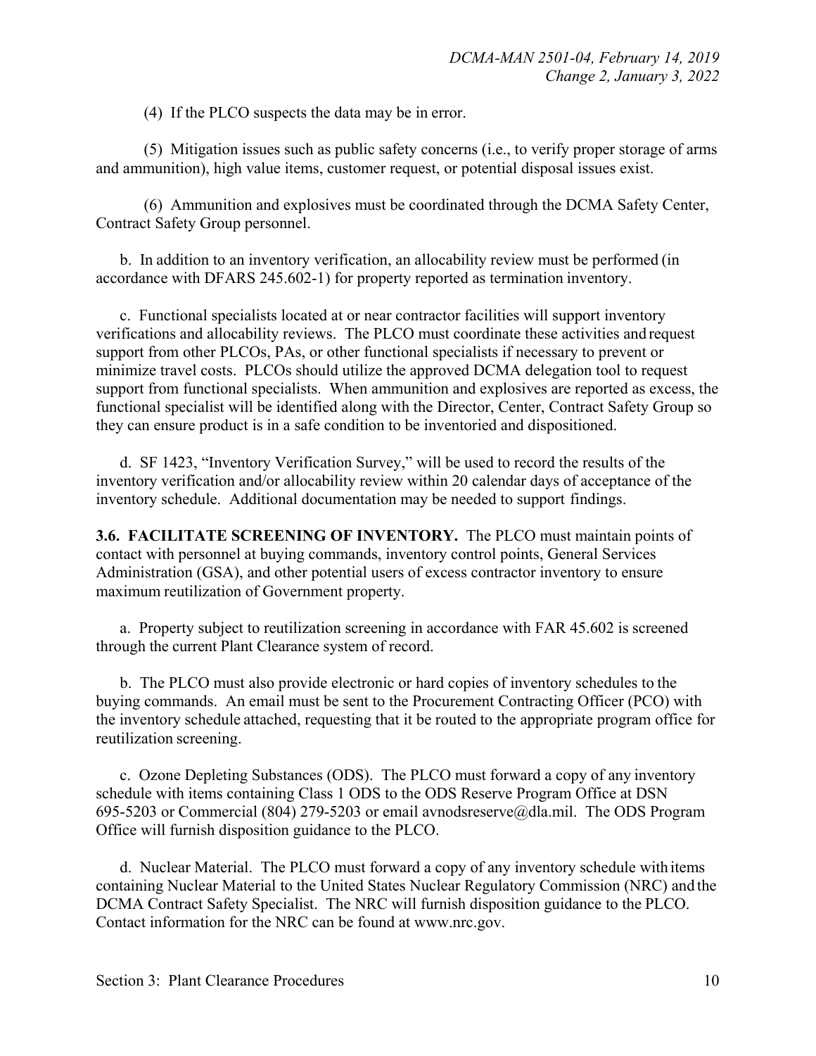(4) If the PLCO suspects the data may be in error.

(5) Mitigation issues such as public safety concerns (i.e., to verify proper storage of arms and ammunition), high value items, customer request, or potential disposal issues exist.

(6) Ammunition and explosives must be coordinated through the DCMA Safety Center, Contract Safety Group personnel.

b. In addition to an inventory verification, an allocability review must be performed (in accordance with DFARS 245.602-1) for property reported as termination inventory.

c. Functional specialists located at or near contractor facilities will support inventory verifications and allocability reviews. The PLCO must coordinate these activities and request support from other PLCOs, PAs, or other functional specialists if necessary to prevent or minimize travel costs. PLCOs should utilize the approved DCMA delegation tool to request support from functional specialists. When ammunition and explosives are reported as excess, the functional specialist will be identified along with the Director, Center, Contract Safety Group so they can ensure product is in a safe condition to be inventoried and dispositioned.

d. SF 1423, "Inventory Verification Survey," will be used to record the results of the inventory verification and/or allocability review within 20 calendar days of acceptance of the inventory schedule. Additional documentation may be needed to support findings.

**3.6. FACILITATE SCREENING OF INVENTORY.** The PLCO must maintain points of contact with personnel at buying commands, inventory control points, General Services Administration (GSA), and other potential users of excess contractor inventory to ensure maximum reutilization of Government property.

a. Property subject to reutilization screening in accordance with FAR 45.602 is screened through the current Plant Clearance system of record.

b. The PLCO must also provide electronic or hard copies of inventory schedules to the buying commands. An email must be sent to the Procurement Contracting Officer (PCO) with the inventory schedule attached, requesting that it be routed to the appropriate program office for reutilization screening.

c. Ozone Depleting Substances (ODS). The PLCO must forward a copy of any inventory schedule with items containing Class 1 ODS to the ODS Reserve Program Office at DSN 695-5203 or Commercial (804) 279-5203 or email avnodsreserve@dla.mil. The ODS Program Office will furnish disposition guidance to the PLCO.

d. Nuclear Material. The PLCO must forward a copy of any inventory schedule with items containing Nuclear Material to the United States Nuclear Regulatory Commission (NRC) and the DCMA Contract Safety Specialist. The NRC will furnish disposition guidance to the PLCO. Contact information for the NRC can be found at www.nrc.gov.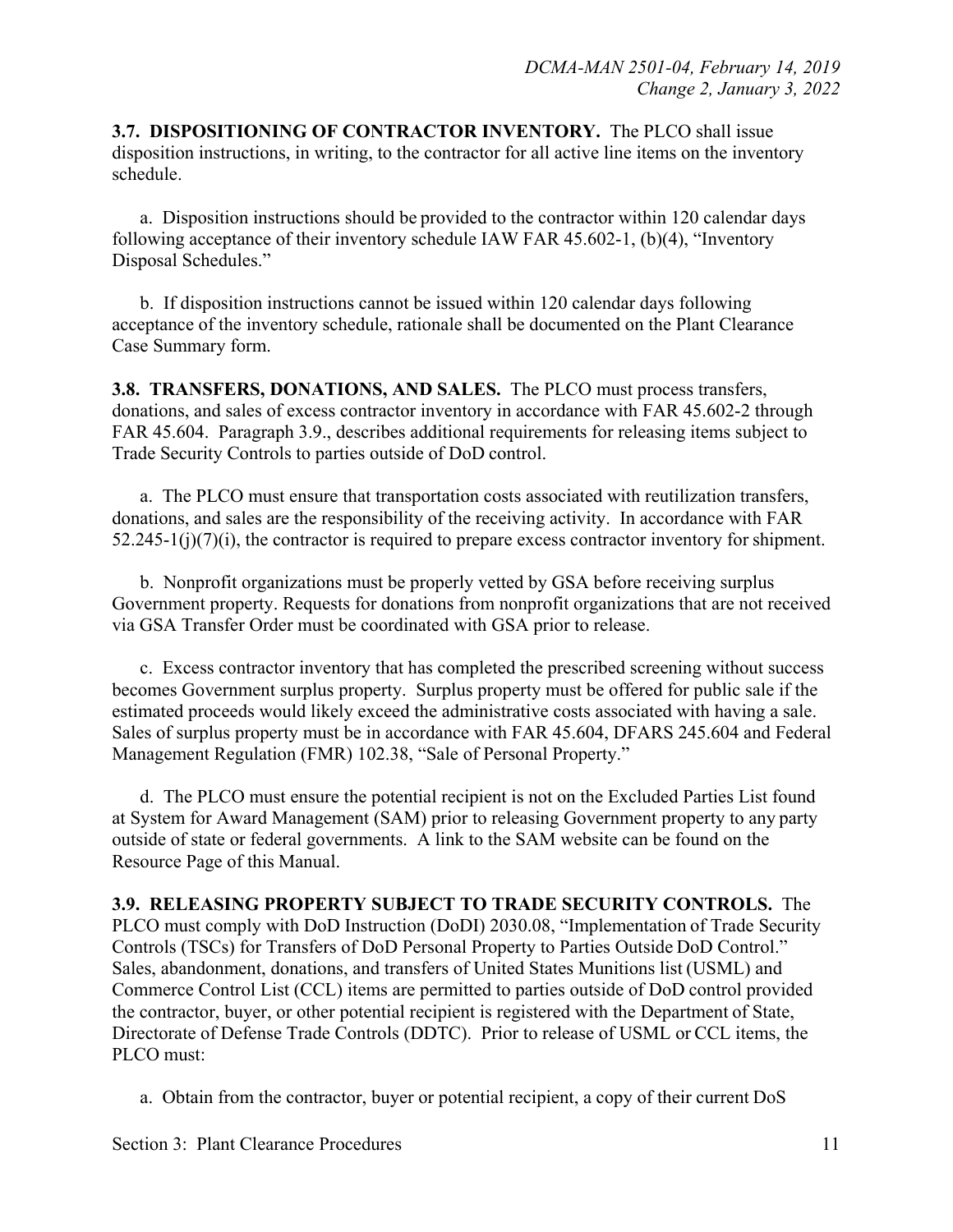**3.7. DISPOSITIONING OF CONTRACTOR INVENTORY.** The PLCO shall issue disposition instructions, in writing, to the contractor for all active line items on the inventory schedule.

a. Disposition instructions should be provided to the contractor within 120 calendar days following acceptance of their inventory schedule IAW FAR 45.602-1, (b)(4), "Inventory Disposal Schedules."

b. If disposition instructions cannot be issued within 120 calendar days following acceptance of the inventory schedule, rationale shall be documented on the Plant Clearance Case Summary form.

**3.8. TRANSFERS, DONATIONS, AND SALES.** The PLCO must process transfers, donations, and sales of excess contractor inventory in accordance with FAR 45.602-2 through FAR 45.604. Paragraph 3.9., describes additional requirements for releasing items subject to Trade Security Controls to parties outside of DoD control.

a. The PLCO must ensure that transportation costs associated with reutilization transfers, donations, and sales are the responsibility of the receiving activity. In accordance with FAR 52.245-1(j)(7)(i), the contractor is required to prepare excess contractor inventory for shipment.

b. Nonprofit organizations must be properly vetted by GSA before receiving surplus Government property. Requests for donations from nonprofit organizations that are not received via GSA Transfer Order must be coordinated with GSA prior to release.

c. Excess contractor inventory that has completed the prescribed screening without success becomes Government surplus property. Surplus property must be offered for public sale if the estimated proceeds would likely exceed the administrative costs associated with having a sale. Sales of surplus property must be in accordance with FAR 45.604, DFARS 245.604 and Federal Management Regulation (FMR) 102.38, "Sale of Personal Property."

d. The PLCO must ensure the potential recipient is not on the Excluded Parties List found at System for Award Management (SAM) prior to releasing Government property to any party outside of state or federal governments. A link to the SAM website can be found on the Resource Page of this Manual.

**3.9. RELEASING PROPERTY SUBJECT TO TRADE SECURITY CONTROLS.** The PLCO must comply with DoD Instruction (DoDI) 2030.08, "Implementation of Trade Security Controls (TSCs) for Transfers of DoD Personal Property to Parties Outside DoD Control." Sales, abandonment, donations, and transfers of United States Munitions list (USML) and Commerce Control List (CCL) items are permitted to parties outside of DoD control provided the contractor, buyer, or other potential recipient is registered with the Department of State, Directorate of Defense Trade Controls (DDTC). Prior to release of USML or CCL items, the PLCO must:

a. Obtain from the contractor, buyer or potential recipient, a copy of their current DoS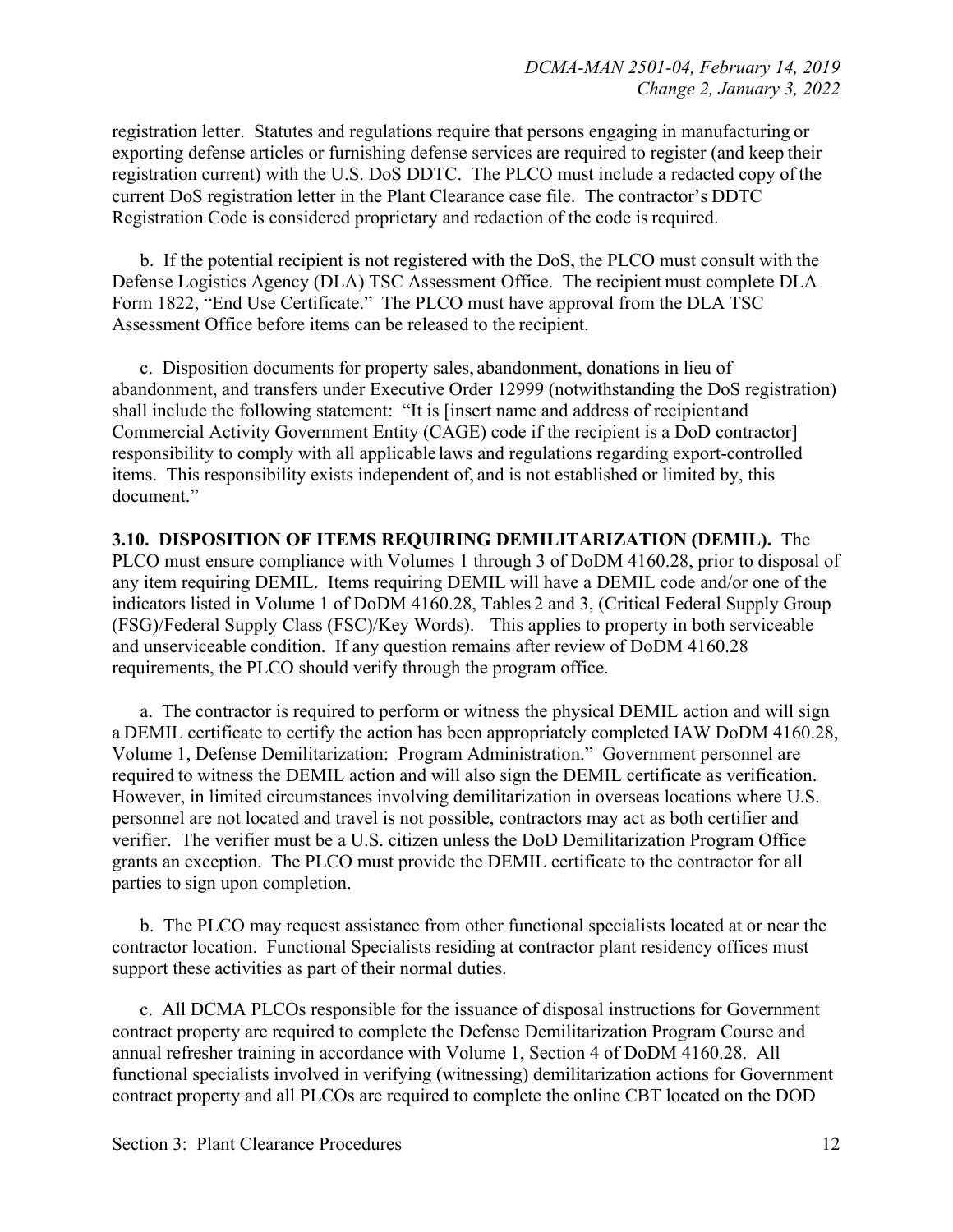registration letter. Statutes and regulations require that persons engaging in manufacturing or exporting defense articles or furnishing defense services are required to register (and keep their registration current) with the U.S. DoS DDTC. The PLCO must include a redacted copy of the current DoS registration letter in the Plant Clearance case file. The contractor's DDTC Registration Code is considered proprietary and redaction of the code is required.

b. If the potential recipient is not registered with the DoS, the PLCO must consult with the Defense Logistics Agency (DLA) TSC Assessment Office. The recipient must complete DLA Form 1822, "End Use Certificate." The PLCO must have approval from the DLA TSC Assessment Office before items can be released to the recipient.

c. Disposition documents for property sales, abandonment, donations in lieu of abandonment, and transfers under Executive Order 12999 (notwithstanding the DoS registration) shall include the following statement: "It is [insert name and address of recipient and Commercial Activity Government Entity (CAGE) code if the recipient is a DoD contractor] responsibility to comply with all applicable laws and regulations regarding export-controlled items. This responsibility exists independent of, and is not established or limited by, this document."

**3.10. DISPOSITION OF ITEMS REQUIRING DEMILITARIZATION (DEMIL).** The PLCO must ensure compliance with Volumes 1 through 3 of DoDM 4160.28, prior to disposal of any item requiring DEMIL. Items requiring DEMIL will have a DEMIL code and/or one of the indicators listed in Volume 1 of DoDM 4160.28, Tables 2 and 3, (Critical Federal Supply Group (FSG)/Federal Supply Class (FSC)/Key Words). This applies to property in both serviceable and unserviceable condition. If any question remains after review of DoDM 4160.28 requirements, the PLCO should verify through the program office.

a. The contractor is required to perform or witness the physical DEMIL action and will sign a DEMIL certificate to certify the action has been appropriately completed IAW DoDM 4160.28, Volume 1, Defense Demilitarization: Program Administration." Government personnel are required to witness the DEMIL action and will also sign the DEMIL certificate as verification. However, in limited circumstances involving demilitarization in overseas locations where U.S. personnel are not located and travel is not possible, contractors may act as both certifier and verifier. The verifier must be a U.S. citizen unless the DoD Demilitarization Program Office grants an exception. The PLCO must provide the DEMIL certificate to the contractor for all parties to sign upon completion.

b. The PLCO may request assistance from other functional specialists located at or near the contractor location. Functional Specialists residing at contractor plant residency offices must support these activities as part of their normal duties.

c. All DCMA PLCOs responsible for the issuance of disposal instructions for Government contract property are required to complete the Defense Demilitarization Program Course and annual refresher training in accordance with Volume 1, Section 4 of DoDM 4160.28. All functional specialists involved in verifying (witnessing) demilitarization actions for Government contract property and all PLCOs are required to complete the online CBT located on the DOD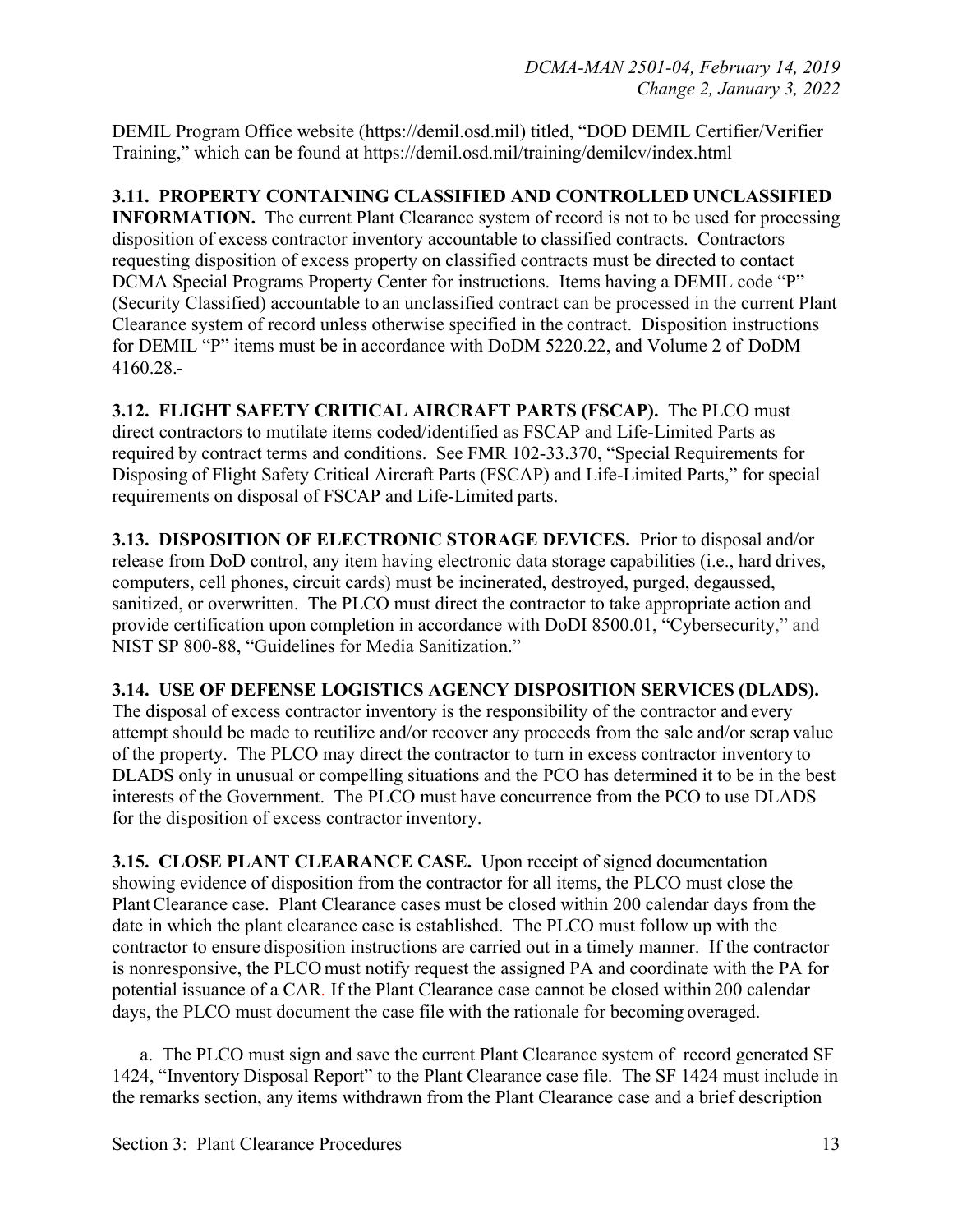DEMIL Program Office website (https://demil.osd.mil) titled, "DOD DEMIL Certifier/Verifier Training," which can be found at https://demil.osd.mil/training/demilcv/index.html

**3.11. PROPERTY CONTAINING CLASSIFIED AND CONTROLLED UNCLASSIFIED INFORMATION.** The current Plant Clearance system of record is not to be used for processing disposition of excess contractor inventory accountable to classified contracts. Contractors requesting disposition of excess property on classified contracts must be directed to contact DCMA Special Programs Property Center for instructions. Items having a DEMIL code "P" (Security Classified) accountable to an unclassified contract can be processed in the current Plant Clearance system of record unless otherwise specified in the contract. Disposition instructions for DEMIL "P" items must be in accordance with DoDM 5220.22, and Volume 2 of DoDM 4160.28.-

**3.12. FLIGHT SAFETY CRITICAL AIRCRAFT PARTS (FSCAP).** The PLCO must direct contractors to mutilate items coded/identified as FSCAP and Life-Limited Parts as required by contract terms and conditions. See FMR 102-33.370, "Special Requirements for Disposing of Flight Safety Critical Aircraft Parts (FSCAP) and Life-Limited Parts," for special requirements on disposal of FSCAP and Life-Limited parts.

**3.13. DISPOSITION OF ELECTRONIC STORAGE DEVICES.** Prior to disposal and/or release from DoD control, any item having electronic data storage capabilities (i.e., hard drives, computers, cell phones, circuit cards) must be incinerated, destroyed, purged, degaussed, sanitized, or overwritten. The PLCO must direct the contractor to take appropriate action and provide certification upon completion in accordance with DoDI 8500.01, "Cybersecurity," and NIST SP 800-88, "Guidelines for Media Sanitization."

**3.14. USE OF DEFENSE LOGISTICS AGENCY DISPOSITION SERVICES (DLADS).** The disposal of excess contractor inventory is the responsibility of the contractor and every attempt should be made to reutilize and/or recover any proceeds from the sale and/or scrap value of the property. The PLCO may direct the contractor to turn in excess contractor inventory to DLADS only in unusual or compelling situations and the PCO has determined it to be in the best interests of the Government. The PLCO must have concurrence from the PCO to use DLADS for the disposition of excess contractor inventory.

**3.15. CLOSE PLANT CLEARANCE CASE.** Upon receipt of signed documentation showing evidence of disposition from the contractor for all items, the PLCO must close the Plant Clearance case. Plant Clearance cases must be closed within 200 calendar days from the date in which the plant clearance case is established. The PLCO must follow up with the contractor to ensure disposition instructions are carried out in a timely manner. If the contractor is nonresponsive, the PLCO must notify request the assigned PA and coordinate with the PA for potential issuance of a CAR. If the Plant Clearance case cannot be closed within 200 calendar days, the PLCO must document the case file with the rationale for becoming overaged.

a. The PLCO must sign and save the current Plant Clearance system of record generated SF 1424, "Inventory Disposal Report" to the Plant Clearance case file. The SF 1424 must include in the remarks section, any items withdrawn from the Plant Clearance case and a brief description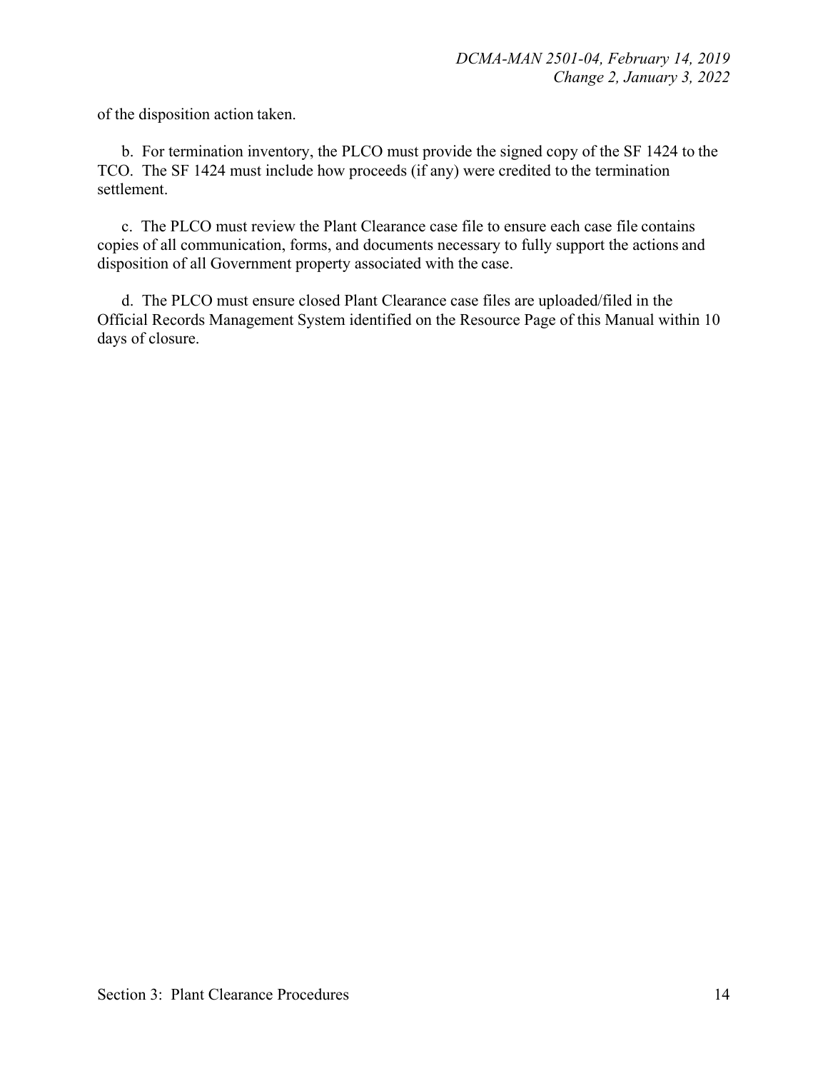of the disposition action taken.

b. For termination inventory, the PLCO must provide the signed copy of the SF 1424 to the TCO. The SF 1424 must include how proceeds (if any) were credited to the termination settlement.

c. The PLCO must review the Plant Clearance case file to ensure each case file contains copies of all communication, forms, and documents necessary to fully support the actions and disposition of all Government property associated with the case.

d. The PLCO must ensure closed Plant Clearance case files are uploaded/filed in the Official Records Management System identified on the Resource Page of this Manual within 10 days of closure.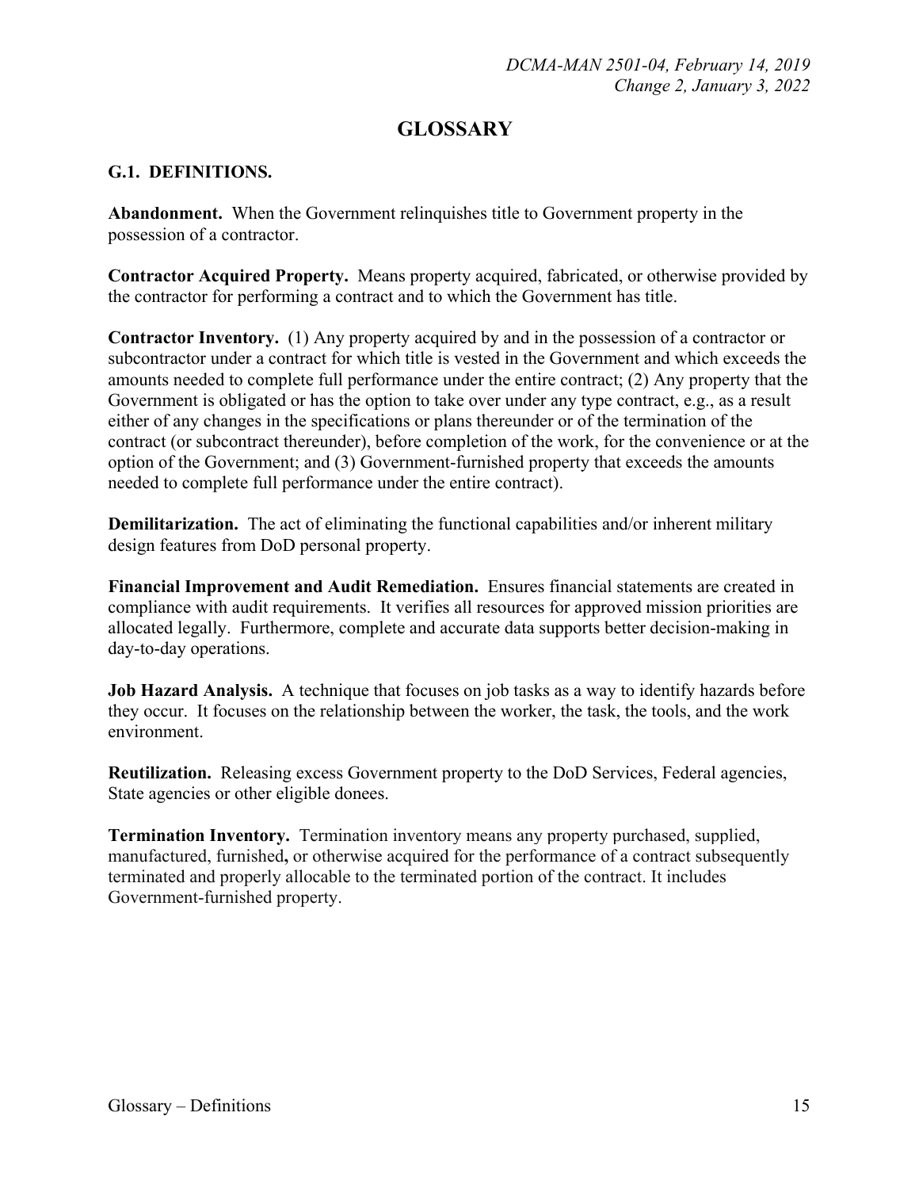# GLOSSARY

## G.1. DEFINITIONS.

**Abandonment.** When the Government relinquishes title to Government property in the possession of a contractor.

**Contractor Acquired Property.** Means property acquired, fabricated, or otherwise provided by the contractor for performing a contract and to which the Government has title.

**Contractor Inventory.** (1) Any property acquired by and in the possession of a contractor or subcontractor under a contract for which title is vested in the Government and which exceeds the amounts needed to complete full performance under the entire contract; (2) Any property that the Government is obligated or has the option to take over under any type contract, e.g., as a result either of any changes in the specifications or plans thereunder or of the termination of the contract (or subcontract thereunder), before completion of the work, for the convenience or at the option of the Government; and (3) Government-furnished property that exceeds the amounts needed to complete full performance under the entire contract).

**Demilitarization.** The act of eliminating the functional capabilities and/or inherent military design features from DoD personal property.

**Financial Improvement and Audit Remediation.** Ensures financial statements are created in compliance with audit requirements. It verifies all resources for approved mission priorities are allocated legally. Furthermore, complete and accurate data supports better decision-making in day-to-day operations.

**Job Hazard Analysis.** A technique that focuses on job tasks as a way to identify hazards before they occur. It focuses on the relationship between the worker, the task, the tools, and the work environment.

**Reutilization.** Releasing excess Government property to the DoD Services, Federal agencies, State agencies or other eligible donees.

**Termination Inventory.** Termination inventory means any property purchased, supplied, manufactured, furnished**,** or otherwise acquired for the performance of a contract subsequently terminated and properly allocable to the terminated portion of the contract. It includes Government-furnished property.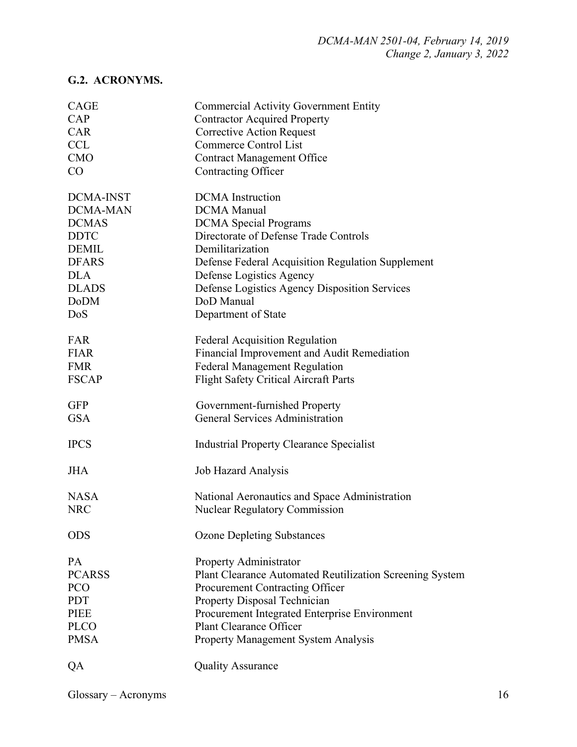## G.2. ACRONYMS.

| | |
|---|---|
| CAGE | Commercial Activity Government Entity |
| CAP | Contractor Acquired Property |
| CAR | Corrective Action Request |
| CCL | Commerce Control List |
| CMO | Contract Management Office |
| CO | Contracting Officer |
| DCMA-INST | DCMA Instruction |
| DCMA-MAN | DCMA Manual |
| DCMAS | DCMA Special Programs |
| DDTC | Directorate of Defense Trade Controls |
| DEMIL | Demilitarization |
| DFARS | Defense Federal Acquisition Regulation Supplement |
| DLA | Defense Logistics Agency |
| DLADS | Defense Logistics Agency Disposition Services |
| DoDM | DoD Manual |
| DoS | Department of State |
| FAR | Federal Acquisition Regulation |
| FIAR | Financial Improvement and Audit Remediation |
| FMR | Federal Management Regulation |
| FSCAP | Flight Safety Critical Aircraft Parts |
| GFP | Government-furnished Property |
| GSA | General Services Administration |
| IPCS | Industrial Property Clearance Specialist |
| JHA | Job Hazard Analysis |
| NASA | National Aeronautics and Space Administration |
| NRC | Nuclear Regulatory Commission |
| ODS | Ozone Depleting Substances |
| PA | Property Administrator |
| PCARSS | Plant Clearance Automated Reutilization Screening System |
| PCO | Procurement Contracting Officer |
| PDT | Property Disposal Technician |
| PIEE | Procurement Integrated Enterprise Environment |
| PLCO | Plant Clearance Officer |
| PMSA | Property Management System Analysis |
| QA | Quality Assurance |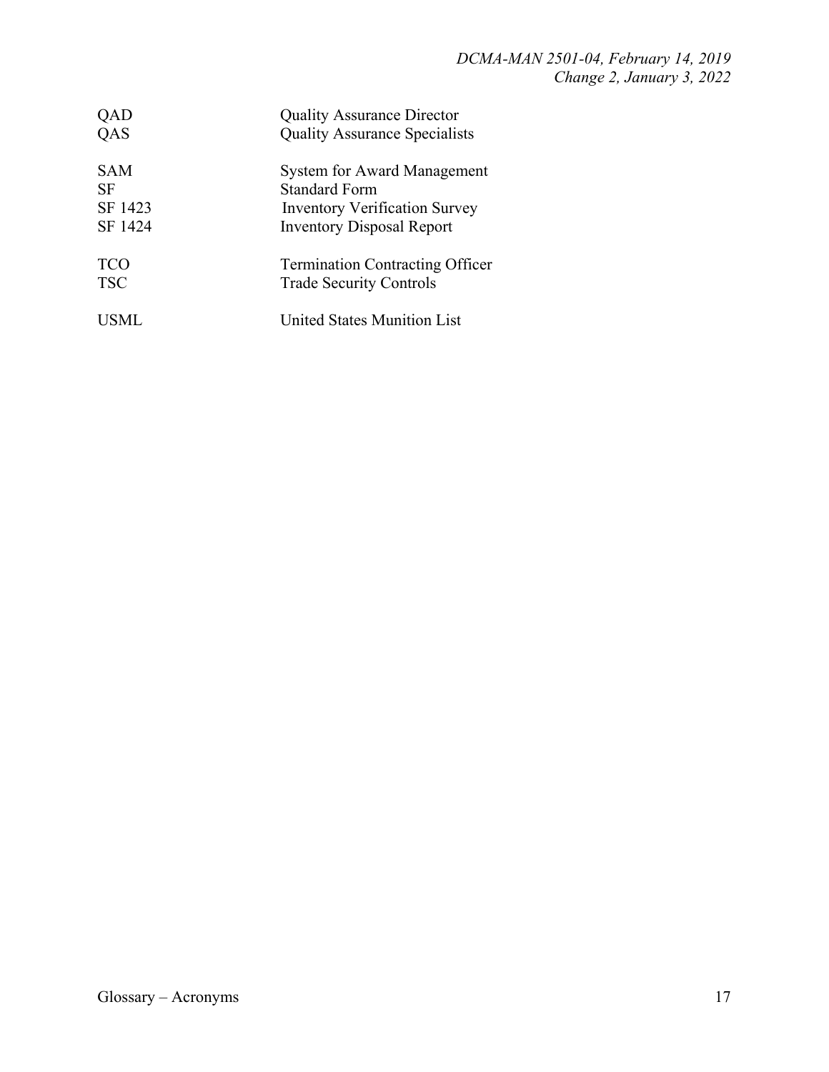| | |
|---|---|
| QAD | Quality Assurance Director |
| QAS | Quality Assurance Specialists |
| | |
| SAM | System for Award Management |
| SF | Standard Form |
| SF 1423 | Inventory Verification Survey |
| SF 1424 | Inventory Disposal Report |
| | |
| TCO | Termination Contracting Officer |
| TSC | Trade Security Controls |
| | |
| USML | United States Munition List |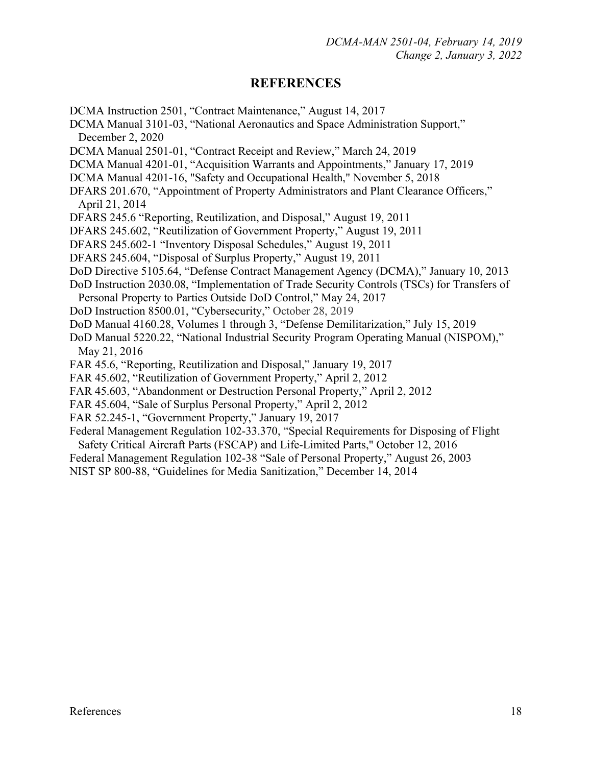# REFERENCES

DCMA Instruction 2501, "Contract Maintenance," August 14, 2017
DCMA Manual 3101-03, "National Aeronautics and Space Administration Support," December 2, 2020
DCMA Manual 2501-01, "Contract Receipt and Review," March 24, 2019
DCMA Manual 4201-01, "Acquisition Warrants and Appointments," January 17, 2019
DCMA Manual 4201-16, "Safety and Occupational Health," November 5, 2018
DFARS 201.670, "Appointment of Property Administrators and Plant Clearance Officers," April 21, 2014
DFARS 245.6 "Reporting, Reutilization, and Disposal," August 19, 2011
DFARS 245.602, "Reutilization of Government Property," August 19, 2011
DFARS 245.602-1 "Inventory Disposal Schedules," August 19, 2011
DFARS 245.604, "Disposal of Surplus Property," August 19, 2011
DoD Directive 5105.64, "Defense Contract Management Agency (DCMA)," January 10, 2013
DoD Instruction 2030.08, "Implementation of Trade Security Controls (TSCs) for Transfers of Personal Property to Parties Outside DoD Control," May 24, 2017
DoD Instruction 8500.01, "Cybersecurity," October 28, 2019
DoD Manual 4160.28, Volumes 1 through 3, "Defense Demilitarization," July 15, 2019
DoD Manual 5220.22, "National Industrial Security Program Operating Manual (NISPOM)," May 21, 2016
FAR 45.6, "Reporting, Reutilization and Disposal," January 19, 2017
FAR 45.602, "Reutilization of Government Property," April 2, 2012
FAR 45.603, "Abandonment or Destruction Personal Property," April 2, 2012
FAR 45.604, "Sale of Surplus Personal Property," April 2, 2012
FAR 52.245-1, "Government Property," January 19, 2017
Federal Management Regulation 102-33.370, "Special Requirements for Disposing of Flight Safety Critical Aircraft Parts (FSCAP) and Life-Limited Parts," October 12, 2016
Federal Management Regulation 102-38 "Sale of Personal Property," August 26, 2003
NIST SP 800-88, "Guidelines for Media Sanitization," December 14, 2014